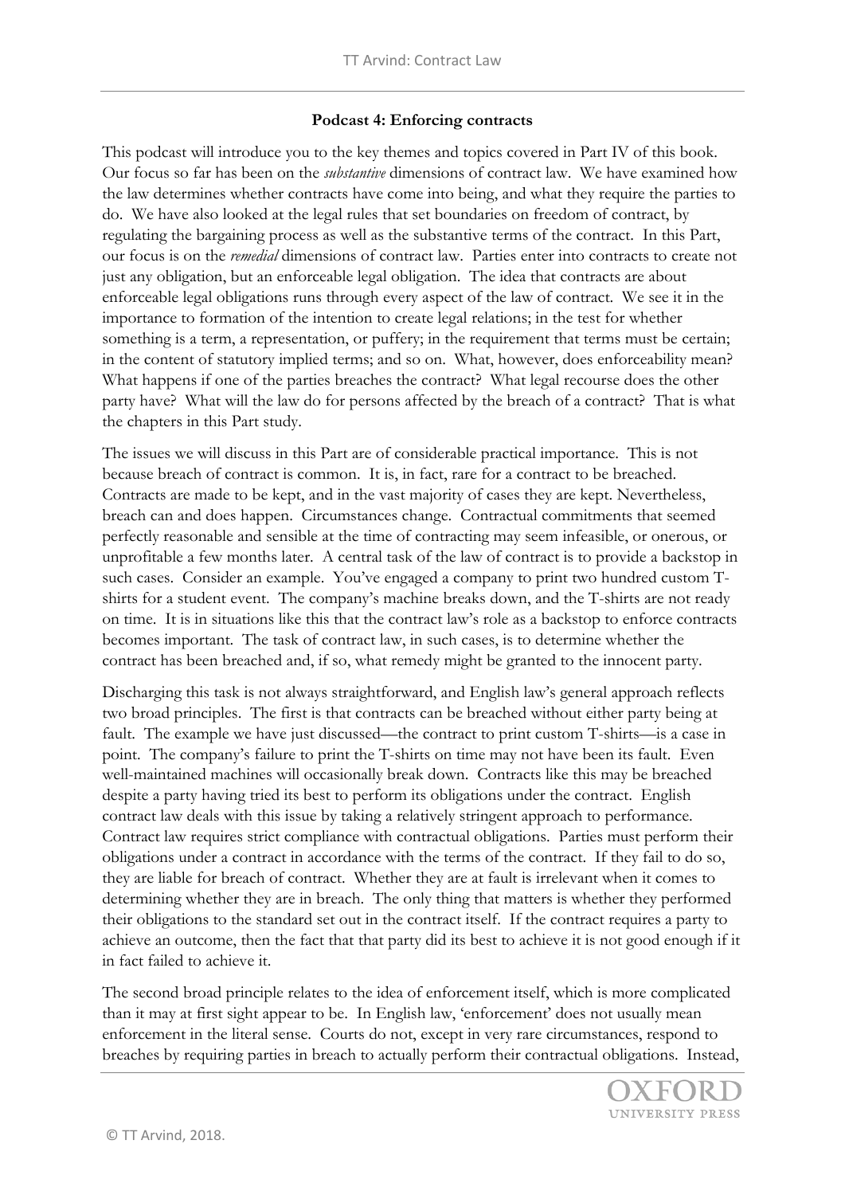**Podcast 4: Enforcing contracts**

This podcast will introduce you to the key themes and topics covered in Part IV of this book. Our focus so far has been on the *substantive* dimensions of contract law. We have examined how the law determines whether contracts have come into being, and what they require the parties to do. We have also looked at the legal rules that set boundaries on freedom of contract, by regulating the bargaining process as well as the substantive terms of the contract. In this Part, our focus is on the *remedial* dimensions of contract law. Parties enter into contracts to create not just any obligation, but an enforceable legal obligation. The idea that contracts are about enforceable legal obligations runs through every aspect of the law of contract. We see it in the importance to formation of the intention to create legal relations; in the test for whether something is a term, a representation, or puffery; in the requirement that terms must be certain; in the content of statutory implied terms; and so on. What, however, does enforceability mean? What happens if one of the parties breaches the contract? What legal recourse does the other party have? What will the law do for persons affected by the breach of a contract? That is what the chapters in this Part study.

The issues we will discuss in this Part are of considerable practical importance. This is not because breach of contract is common. It is, in fact, rare for a contract to be breached. Contracts are made to be kept, and in the vast majority of cases they are kept. Nevertheless, breach can and does happen. Circumstances change. Contractual commitments that seemed perfectly reasonable and sensible at the time of contracting may seem infeasible, or onerous, or unprofitable a few months later. A central task of the law of contract is to provide a backstop in such cases. Consider an example. You've engaged a company to print two hundred custom T-shirts for a student event. The company's machine breaks down, and the T-shirts are not ready on time. It is in situations like this that the contract law's role as a backstop to enforce contracts becomes important. The task of contract law, in such cases, is to determine whether the contract has been breached and, if so, what remedy might be granted to the innocent party.

Discharging this task is not always straightforward, and English law's general approach reflects two broad principles. The first is that contracts can be breached without either party being at fault. The example we have just discussed—the contract to print custom T-shirts—is a case in point. The company's failure to print the T-shirts on time may not have been its fault. Even well-maintained machines will occasionally break down. Contracts like this may be breached despite a party having tried its best to perform its obligations under the contract. English contract law deals with this issue by taking a relatively stringent approach to performance. Contract law requires strict compliance with contractual obligations. Parties must perform their obligations under a contract in accordance with the terms of the contract. If they fail to do so, they are liable for breach of contract. Whether they are at fault is irrelevant when it comes to determining whether they are in breach. The only thing that matters is whether they performed their obligations to the standard set out in the contract itself. If the contract requires a party to achieve an outcome, then the fact that that party did its best to achieve it is not good enough if it in fact failed to achieve it.

The second broad principle relates to the idea of enforcement itself, which is more complicated than it may at first sight appear to be. In English law, 'enforcement' does not usually mean enforcement in the literal sense. Courts do not, except in very rare circumstances, respond to breaches by requiring parties in breach to actually perform their contractual obligations. Instead,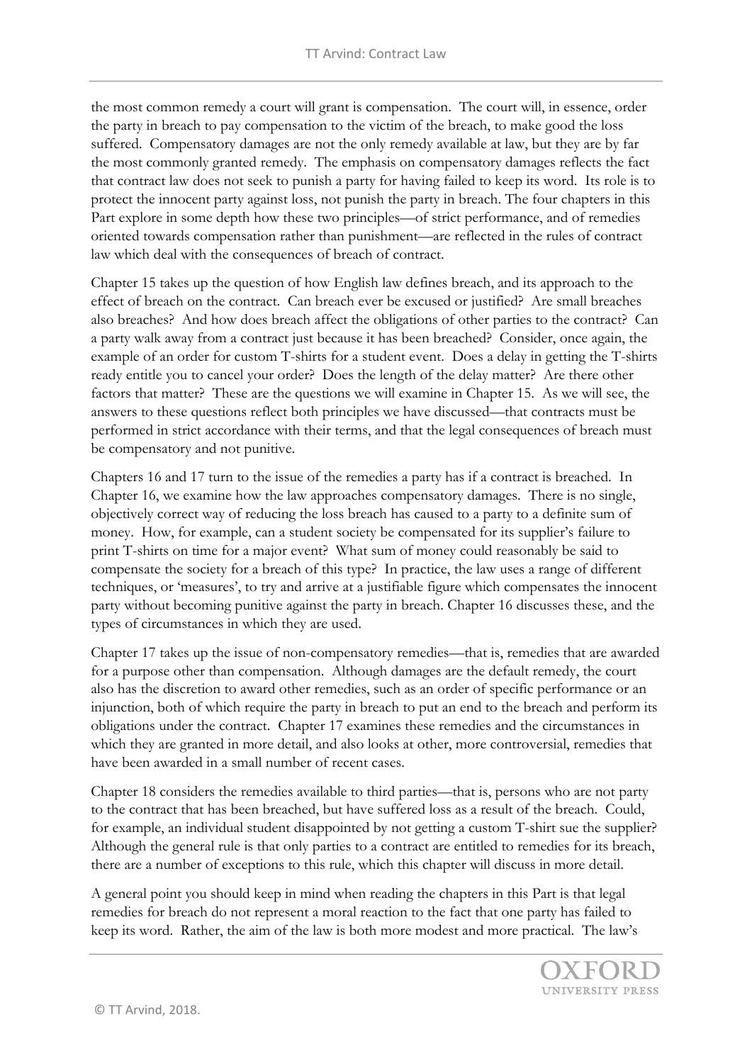the most common remedy a court will grant is compensation. The court will, in essence, order the party in breach to pay compensation to the victim of the breach, to make good the loss suffered. Compensatory damages are not the only remedy available at law, but they are by far the most commonly granted remedy. The emphasis on compensatory damages reflects the fact that contract law does not seek to punish a party for having failed to keep its word. Its role is to protect the innocent party against loss, not punish the party in breach. The four chapters in this Part explore in some depth how these two principles—of strict performance, and of remedies oriented towards compensation rather than punishment—are reflected in the rules of contract law which deal with the consequences of breach of contract.

Chapter 15 takes up the question of how English law defines breach, and its approach to the effect of breach on the contract. Can breach ever be excused or justified? Are small breaches also breaches? And how does breach affect the obligations of other parties to the contract? Can a party walk away from a contract just because it has been breached? Consider, once again, the example of an order for custom T-shirts for a student event. Does a delay in getting the T-shirts ready entitle you to cancel your order? Does the length of the delay matter? Are there other factors that matter? These are the questions we will examine in Chapter 15. As we will see, the answers to these questions reflect both principles we have discussed—that contracts must be performed in strict accordance with their terms, and that the legal consequences of breach must be compensatory and not punitive.

Chapters 16 and 17 turn to the issue of the remedies a party has if a contract is breached. In Chapter 16, we examine how the law approaches compensatory damages. There is no single, objectively correct way of reducing the loss breach has caused to a party to a definite sum of money. How, for example, can a student society be compensated for its supplier's failure to print T-shirts on time for a major event? What sum of money could reasonably be said to compensate the society for a breach of this type? In practice, the law uses a range of different techniques, or 'measures', to try and arrive at a justifiable figure which compensates the innocent party without becoming punitive against the party in breach. Chapter 16 discusses these, and the types of circumstances in which they are used.

Chapter 17 takes up the issue of non-compensatory remedies—that is, remedies that are awarded for a purpose other than compensation. Although damages are the default remedy, the court also has the discretion to award other remedies, such as an order of specific performance or an injunction, both of which require the party in breach to put an end to the breach and perform its obligations under the contract. Chapter 17 examines these remedies and the circumstances in which they are granted in more detail, and also looks at other, more controversial, remedies that have been awarded in a small number of recent cases.

Chapter 18 considers the remedies available to third parties—that is, persons who are not party to the contract that has been breached, but have suffered loss as a result of the breach. Could, for example, an individual student disappointed by not getting a custom T-shirt sue the supplier? Although the general rule is that only parties to a contract are entitled to remedies for its breach, there are a number of exceptions to this rule, which this chapter will discuss in more detail.

A general point you should keep in mind when reading the chapters in this Part is that legal remedies for breach do not represent a moral reaction to the fact that one party has failed to keep its word. Rather, the aim of the law is both more modest and more practical. The law's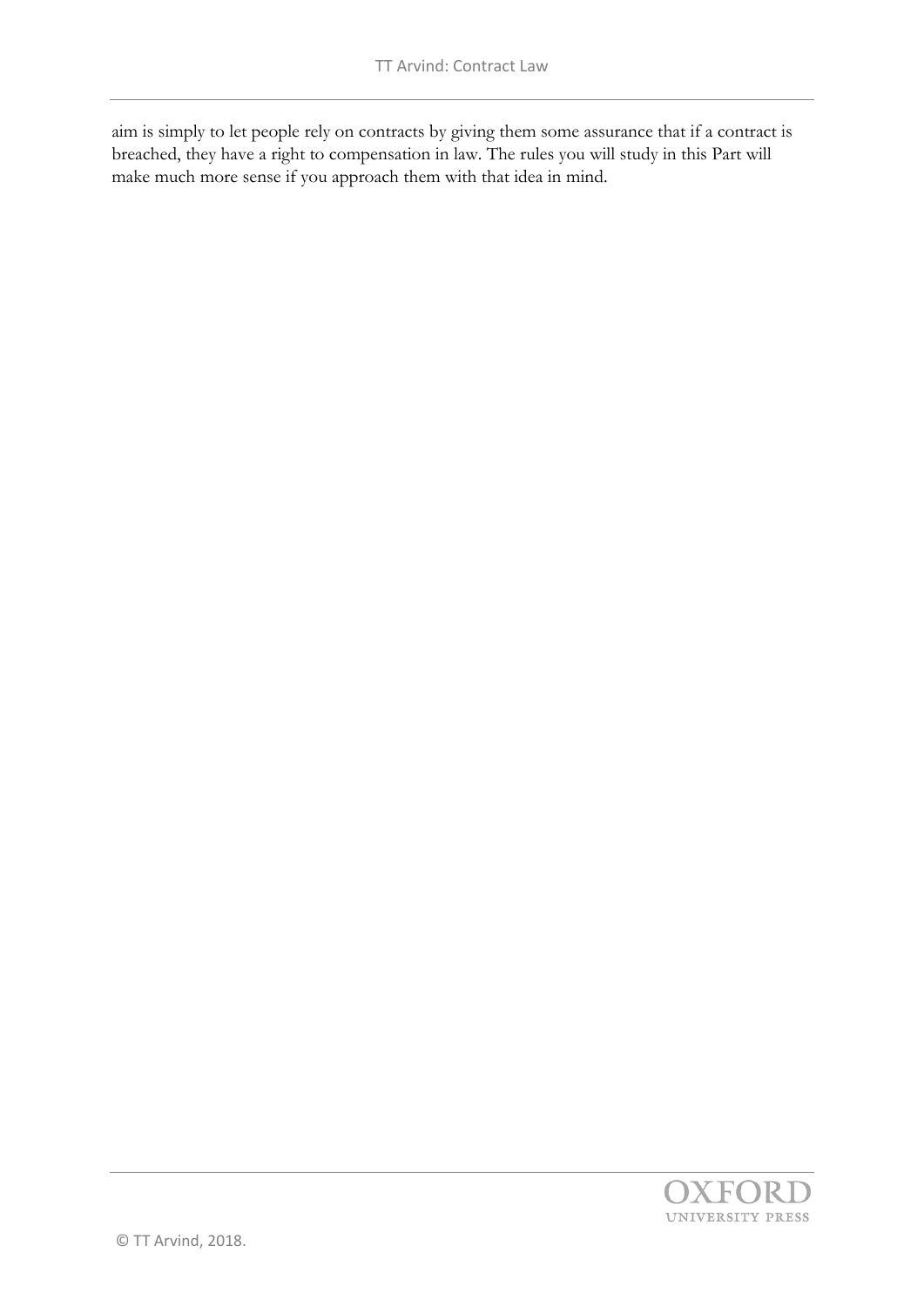aim is simply to let people rely on contracts by giving them some assurance that if a contract is breached, they have a right to compensation in law. The rules you will study in this Part will make much more sense if you approach them with that idea in mind.